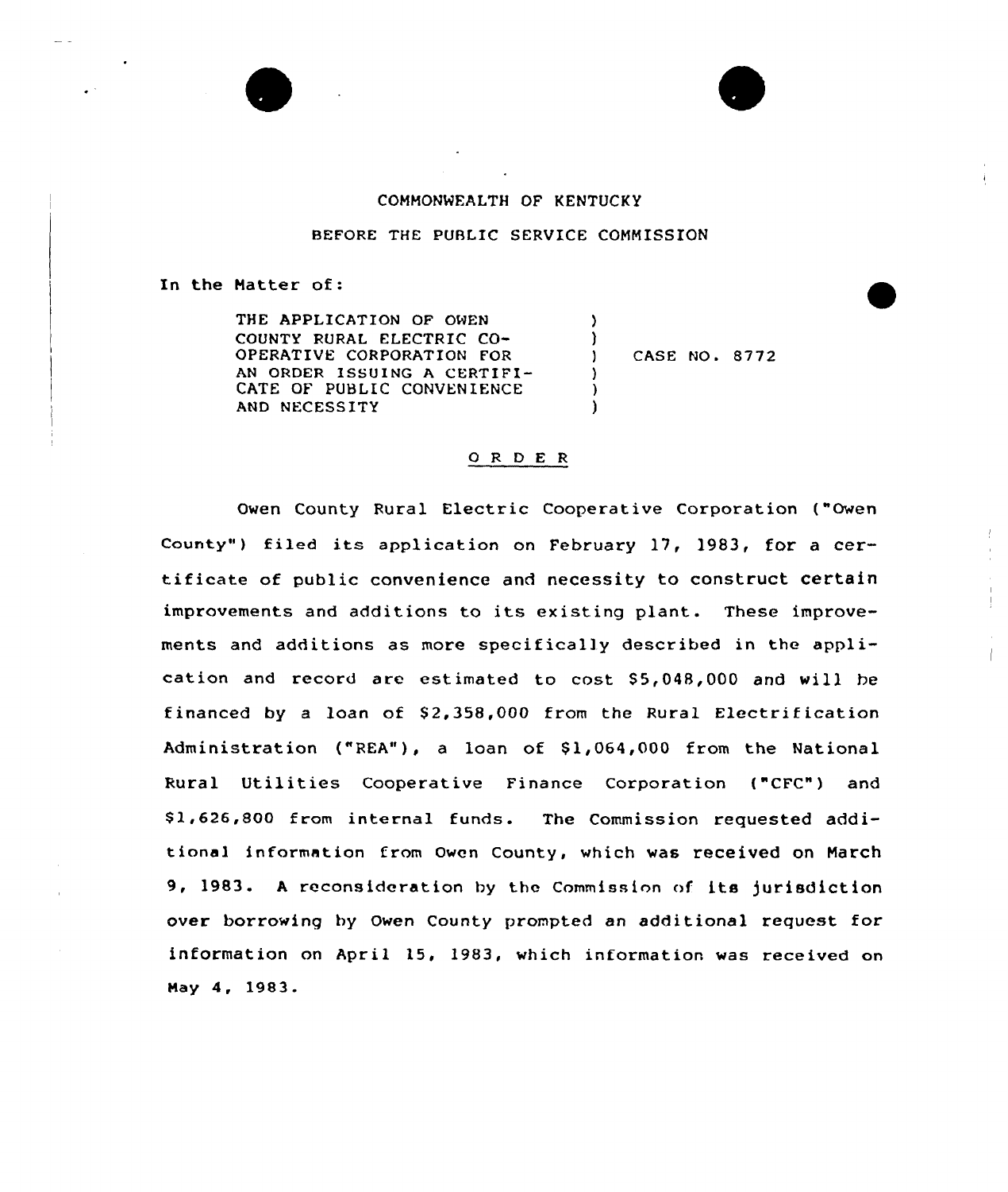COMMONWEALTH OF KENTUCKY

BEFORE THE PUBLIC SERVICE COMMISSION

In the Matter of:

| | | |
|---|---|---|
| THE APPLICATION OF OWEN COUNTY RURAL ELECTRIC CO-OPERATIVE CORPORATION FOR AN ORDER ISSUING A CERTIFICATE OF PUBLIC CONVENIENCE AND NECESSITY | ) | CASE NO. 8772 |

## O R D E R

Owen County Rural Electric Cooperative Corporation ("Owen County") filed its application on February 17, 1983, for a certificate of public convenience and necessity to construct certain improvements and additions to its existing plant. These improvements and additions as more specifically described in the application and record are estimated to cost $5,048,000 and will be financed by a loan of $2,358,000 from the Rural Electrification Administration ("REA"), a loan of $1,064,000 from the National Rural Utilities Cooperative Finance Corporation ("CFC") and $1,626,800 from internal funds. The Commission requested additional information from Owen County, which was received on March 9, 1983. A reconsideration by the Commission of its jurisdiction over borrowing by Owen County prompted an additional request for information on April 15, 1983, which information was received on May 4, 1983.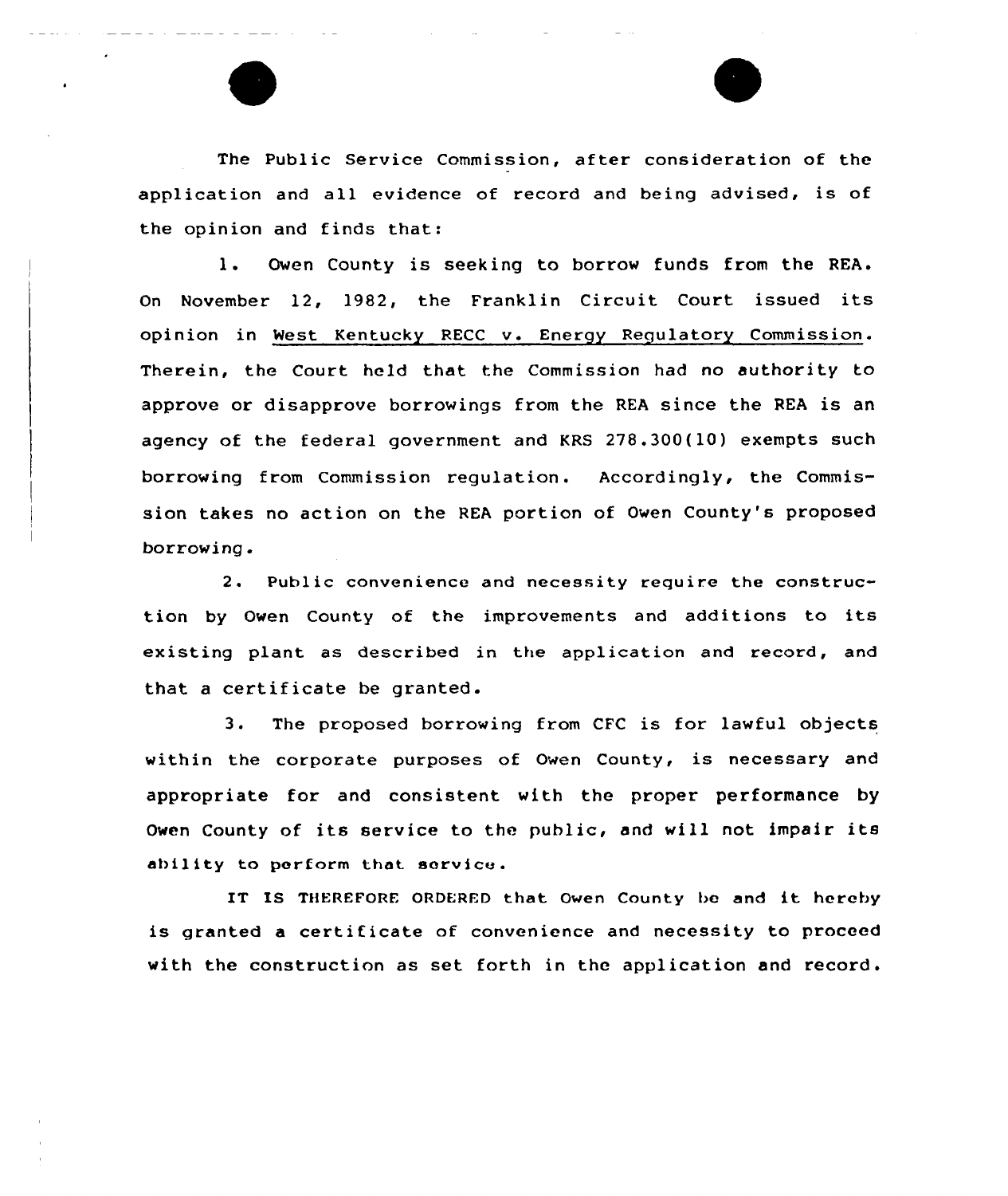The Public Service Commission, after consideration of the application and all evidence of record and being advised, is of the opinion and finds that:

1. Owen County is seeking to borrow funds from the REA. On November 12, 1982, the Franklin Circuit Court issued its opinion in West Kentucky RECC v. Energy Regulatory Commission. Therein, the Court held that the Commission had no authority to approve or disapprove borrowings from the REA since the REA is an agency of the federal government and KRS 278.300(10) exempts such borrowing from Commission regulation. Accordingly, the Commission takes no action on the REA portion of Owen County's proposed borrowing.

2. Public convenience and necessity require the construction by Owen County of the improvements and additions to its existing plant as described in the application and record, and that a certificate be granted.

3. The proposed borrowing from CFC is for lawful objects within the corporate purposes of Owen County, is necessary and appropriate for and consistent with the proper performance by Owen County of its service to the public, and will not impair its ability to perform that service.

IT IS THEREFORE ORDERED that Owen County be and it hereby is granted a certificate of convenience and necessity to proceed with the construction as set forth in the application and record.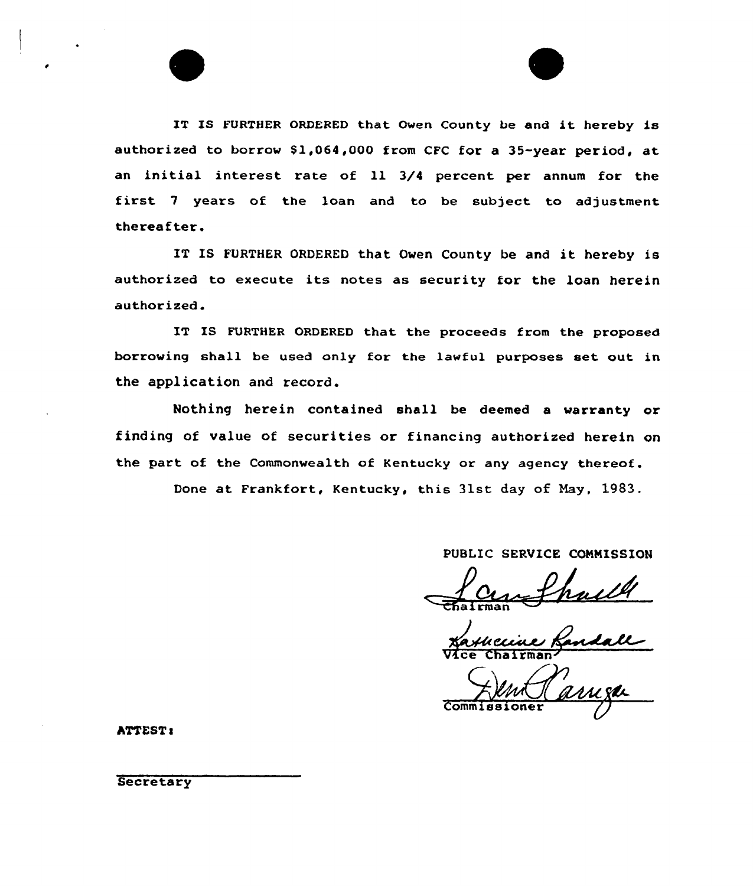IT IS FURTHER ORDERED that Owen County be and it hereby is authorized to borrow $1,064,000 from CFC for a 35-year period, at an initial interest rate of 11 3/4 percent per annum for the first 7 years of the loan and to be subject to adjustment thereafter.

IT IS FURTHER ORDERED that Owen County be and it hereby is authorized to execute its notes as security for the loan herein authorized.

IT IS FURTHER ORDERED that the proceeds from the proposed borrowing shall be used only for the lawful purposes set out in the application and record.

Nothing herein contained shall be deemed a warranty or finding of value of securities or financing authorized herein on the part of the Commonwealth of Kentucky or any agency thereof.

Done at Frankfort, Kentucky, this 31st day of May, 1983.

PUBLIC SERVICE COMMISSION

Chairman

Vice Chairman

Commissioner

ATTEST:

Secretary